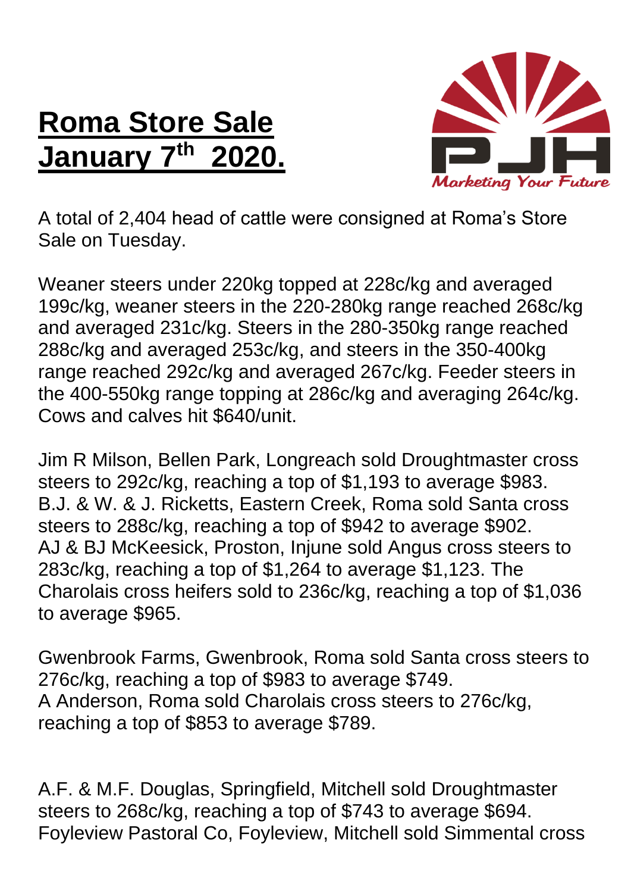# Roma Store Sale January 7th 2020.

PJH
*Marketing Your Future*

A total of 2,404 head of cattle were consigned at Roma's Store Sale on Tuesday.

Weaner steers under 220kg topped at 228c/kg and averaged 199c/kg, weaner steers in the 220-280kg range reached 268c/kg and averaged 231c/kg. Steers in the 280-350kg range reached 288c/kg and averaged 253c/kg, and steers in the 350-400kg range reached 292c/kg and averaged 267c/kg. Feeder steers in the 400-550kg range topping at 286c/kg and averaging 264c/kg. Cows and calves hit $640/unit.

Jim R Milson, Bellen Park, Longreach sold Droughtmaster cross steers to 292c/kg, reaching a top of $1,193 to average $983.
B.J. & W. & J. Ricketts, Eastern Creek, Roma sold Santa cross steers to 288c/kg, reaching a top of $942 to average $902.
AJ & BJ McKeesick, Proston, Injune sold Angus cross steers to 283c/kg, reaching a top of $1,264 to average $1,123. The Charolais cross heifers sold to 236c/kg, reaching a top of $1,036 to average $965.

Gwenbrook Farms, Gwenbrook, Roma sold Santa cross steers to 276c/kg, reaching a top of $983 to average $749.
A Anderson, Roma sold Charolais cross steers to 276c/kg, reaching a top of $853 to average $789.

A.F. & M.F. Douglas, Springfield, Mitchell sold Droughtmaster steers to 268c/kg, reaching a top of $743 to average $694.
Foyleview Pastoral Co, Foyleview, Mitchell sold Simmental cross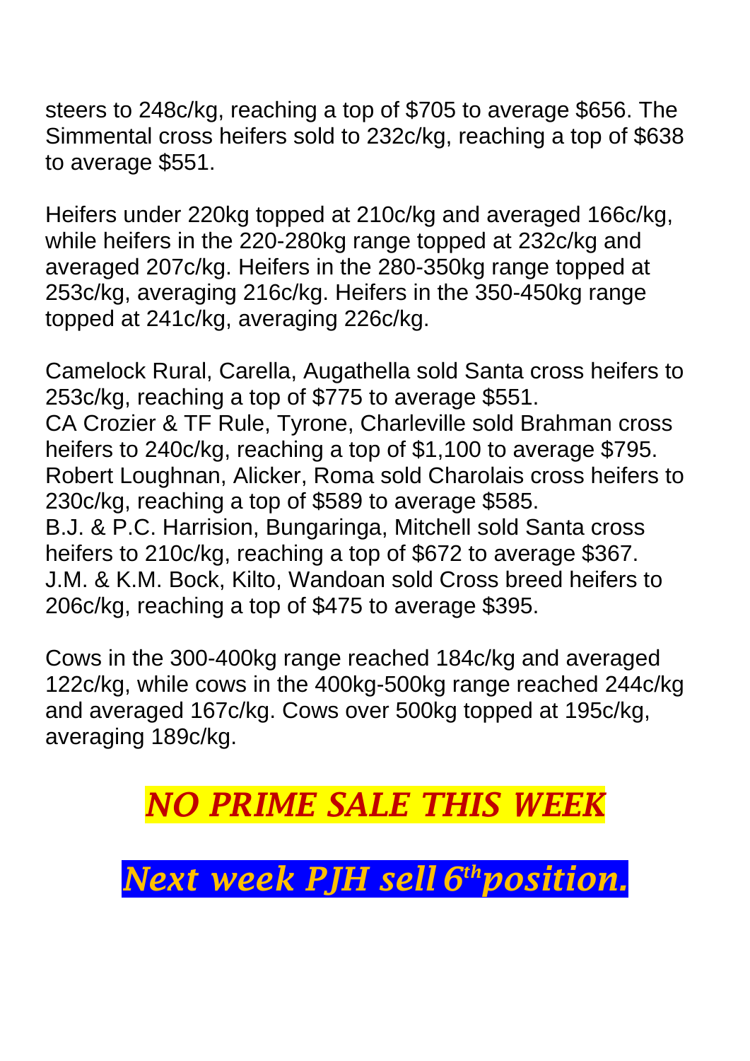steers to 248c/kg, reaching a top of $705 to average $656. The Simmental cross heifers sold to 232c/kg, reaching a top of $638 to average $551.

Heifers under 220kg topped at 210c/kg and averaged 166c/kg, while heifers in the 220-280kg range topped at 232c/kg and averaged 207c/kg. Heifers in the 280-350kg range topped at 253c/kg, averaging 216c/kg. Heifers in the 350-450kg range topped at 241c/kg, averaging 226c/kg.

Camelock Rural, Carella, Augathella sold Santa cross heifers to 253c/kg, reaching a top of $775 to average $551.
CA Crozier & TF Rule, Tyrone, Charleville sold Brahman cross heifers to 240c/kg, reaching a top of $1,100 to average $795.
Robert Loughnan, Alicker, Roma sold Charolais cross heifers to 230c/kg, reaching a top of $589 to average $585.
B.J. & P.C. Harrision, Bungaringa, Mitchell sold Santa cross heifers to 210c/kg, reaching a top of $672 to average $367.
J.M. & K.M. Bock, Kilto, Wandoan sold Cross breed heifers to 206c/kg, reaching a top of $475 to average $395.

Cows in the 300-400kg range reached 184c/kg and averaged 122c/kg, while cows in the 400kg-500kg range reached 244c/kg and averaged 167c/kg. Cows over 500kg topped at 195c/kg, averaging 189c/kg.

***NO PRIME SALE THIS WEEK***

***Next week PJH sell 6th position.***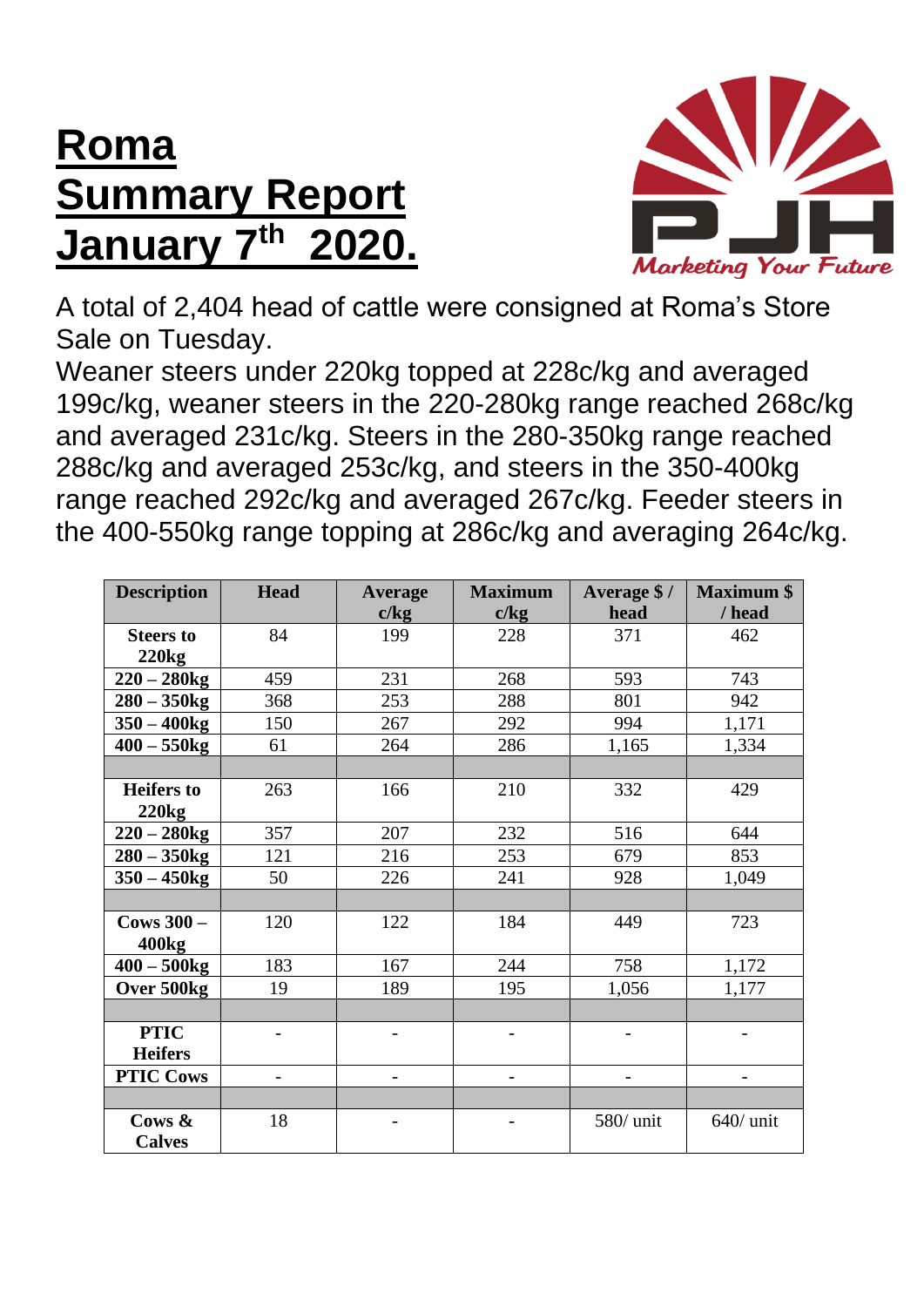# Roma Summary Report January 7th 2020.

PJH

*Marketing Your Future*

A total of 2,404 head of cattle were consigned at Roma's Store Sale on Tuesday.

Weaner steers under 220kg topped at 228c/kg and averaged 199c/kg, weaner steers in the 220-280kg range reached 268c/kg and averaged 231c/kg. Steers in the 280-350kg range reached 288c/kg and averaged 253c/kg, and steers in the 350-400kg range reached 292c/kg and averaged 267c/kg. Feeder steers in the 400-550kg range topping at 286c/kg and averaging 264c/kg.

| Description | Head | Average c/kg | Maximum c/kg | Average $ / head | Maximum $ / head |
|---|---|---|---|---|---|
| **Steers to 220kg** | 84 | 199 | 228 | 371 | 462 |
| **220 – 280kg** | 459 | 231 | 268 | 593 | 743 |
| **280 – 350kg** | 368 | 253 | 288 | 801 | 942 |
| **350 – 400kg** | 150 | 267 | 292 | 994 | 1,171 |
| **400 – 550kg** | 61 | 264 | 286 | 1,165 | 1,334 |
| | | | | | |
| **Heifers to 220kg** | 263 | 166 | 210 | 332 | 429 |
| **220 – 280kg** | 357 | 207 | 232 | 516 | 644 |
| **280 – 350kg** | 121 | 216 | 253 | 679 | 853 |
| **350 – 450kg** | 50 | 226 | 241 | 928 | 1,049 |
| | | | | | |
| **Cows 300 – 400kg** | 120 | 122 | 184 | 449 | 723 |
| **400 – 500kg** | 183 | 167 | 244 | 758 | 1,172 |
| **Over 500kg** | 19 | 189 | 195 | 1,056 | 1,177 |
| | | | | | |
| **PTIC Heifers** | - | - | - | - | - |
| **PTIC Cows** | - | - | - | - | - |
| | | | | | |
| **Cows & Calves** | 18 | - | - | 580/ unit | 640/ unit |